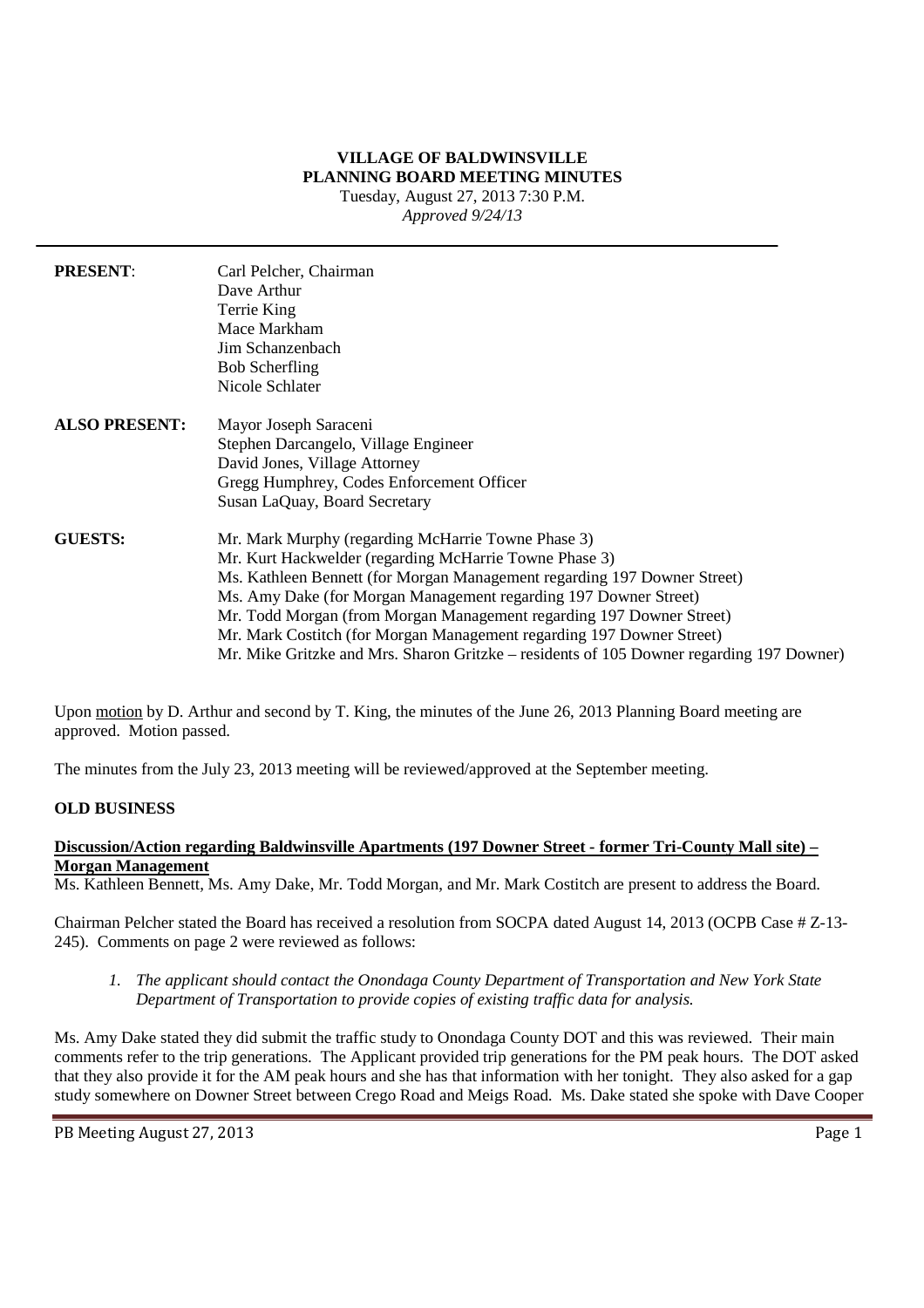# VILLAGE OF BALDWINSVILLE
## PLANNING BOARD MEETING MINUTES

Tuesday, August 27, 2013 7:30 P.M.
*Approved 9/24/13*

---

| | |
|---|---|
| **PRESENT**: | Carl Pelcher, Chairman<br>Dave Arthur<br>Terrie King<br>Mace Markham<br>Jim Schanzenbach<br>Bob Scherfling<br>Nicole Schlater |
| **ALSO PRESENT:** | Mayor Joseph Saraceni<br>Stephen Darcangelo, Village Engineer<br>David Jones, Village Attorney<br>Gregg Humphrey, Codes Enforcement Officer<br>Susan LaQuay, Board Secretary |
| **GUESTS:** | Mr. Mark Murphy (regarding McHarrie Towne Phase 3)<br>Mr. Kurt Hackwelder (regarding McHarrie Towne Phase 3)<br>Ms. Kathleen Bennett (for Morgan Management regarding 197 Downer Street)<br>Ms. Amy Dake (for Morgan Management regarding 197 Downer Street)<br>Mr. Todd Morgan (from Morgan Management regarding 197 Downer Street)<br>Mr. Mark Costitch (for Morgan Management regarding 197 Downer Street)<br>Mr. Mike Gritzke and Mrs. Sharon Gritzke – residents of 105 Downer regarding 197 Downer) |

Upon motion by D. Arthur and second by T. King, the minutes of the June 26, 2013 Planning Board meeting are approved. Motion passed.

The minutes from the July 23, 2013 meeting will be reviewed/approved at the September meeting.

**OLD BUSINESS**

**Discussion/Action regarding Baldwinsville Apartments (197 Downer Street - former Tri-County Mall site) – Morgan Management**

Ms. Kathleen Bennett, Ms. Amy Dake, Mr. Todd Morgan, and Mr. Mark Costitch are present to address the Board.

Chairman Pelcher stated the Board has received a resolution from SOCPA dated August 14, 2013 (OCPB Case # Z-13-245). Comments on page 2 were reviewed as follows:

1. *The applicant should contact the Onondaga County Department of Transportation and New York State Department of Transportation to provide copies of existing traffic data for analysis.*

Ms. Amy Dake stated they did submit the traffic study to Onondaga County DOT and this was reviewed. Their main comments refer to the trip generations. The Applicant provided trip generations for the PM peak hours. The DOT asked that they also provide it for the AM peak hours and she has that information with her tonight. They also asked for a gap study somewhere on Downer Street between Crego Road and Meigs Road. Ms. Dake stated she spoke with Dave Cooper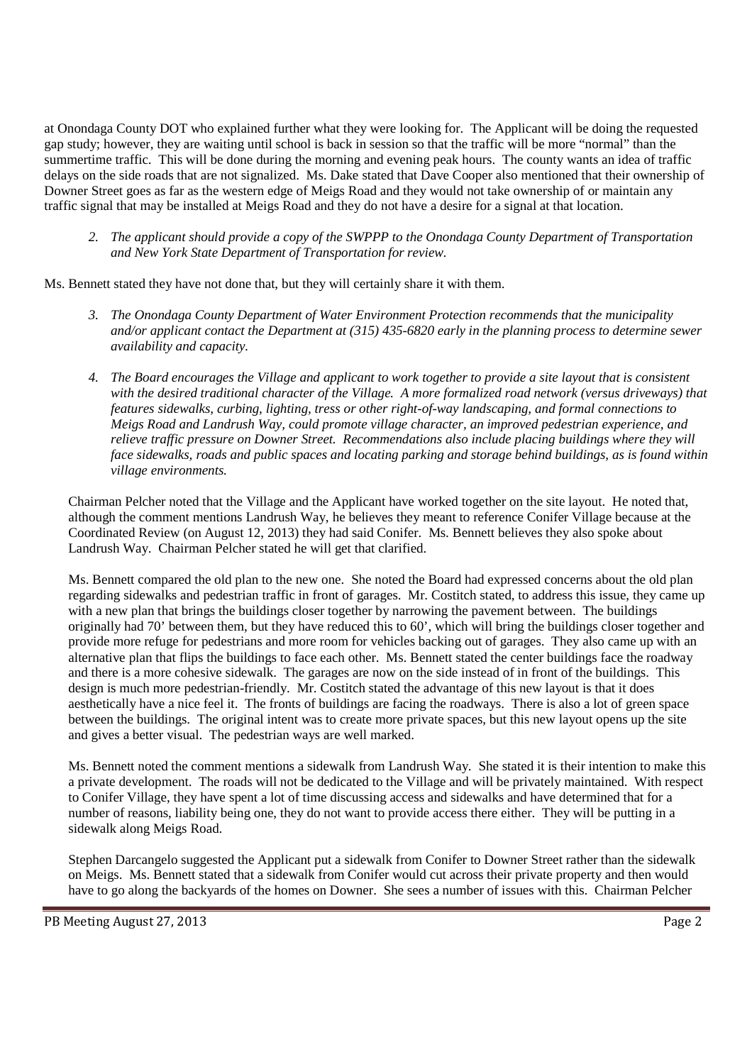at Onondaga County DOT who explained further what they were looking for. The Applicant will be doing the requested gap study; however, they are waiting until school is back in session so that the traffic will be more "normal" than the summertime traffic. This will be done during the morning and evening peak hours. The county wants an idea of traffic delays on the side roads that are not signalized. Ms. Dake stated that Dave Cooper also mentioned that their ownership of Downer Street goes as far as the western edge of Meigs Road and they would not take ownership of or maintain any traffic signal that may be installed at Meigs Road and they do not have a desire for a signal at that location.

2. *The applicant should provide a copy of the SWPPP to the Onondaga County Department of Transportation and New York State Department of Transportation for review.*

Ms. Bennett stated they have not done that, but they will certainly share it with them.

3. *The Onondaga County Department of Water Environment Protection recommends that the municipality and/or applicant contact the Department at (315) 435-6820 early in the planning process to determine sewer availability and capacity.*

4. *The Board encourages the Village and applicant to work together to provide a site layout that is consistent with the desired traditional character of the Village. A more formalized road network (versus driveways) that features sidewalks, curbing, lighting, tress or other right-of-way landscaping, and formal connections to Meigs Road and Landrush Way, could promote village character, an improved pedestrian experience, and relieve traffic pressure on Downer Street. Recommendations also include placing buildings where they will face sidewalks, roads and public spaces and locating parking and storage behind buildings, as is found within village environments.*

Chairman Pelcher noted that the Village and the Applicant have worked together on the site layout. He noted that, although the comment mentions Landrush Way, he believes they meant to reference Conifer Village because at the Coordinated Review (on August 12, 2013) they had said Conifer. Ms. Bennett believes they also spoke about Landrush Way. Chairman Pelcher stated he will get that clarified.

Ms. Bennett compared the old plan to the new one. She noted the Board had expressed concerns about the old plan regarding sidewalks and pedestrian traffic in front of garages. Mr. Costitch stated, to address this issue, they came up with a new plan that brings the buildings closer together by narrowing the pavement between. The buildings originally had 70' between them, but they have reduced this to 60', which will bring the buildings closer together and provide more refuge for pedestrians and more room for vehicles backing out of garages. They also came up with an alternative plan that flips the buildings to face each other. Ms. Bennett stated the center buildings face the roadway and there is a more cohesive sidewalk. The garages are now on the side instead of in front of the buildings. This design is much more pedestrian-friendly. Mr. Costitch stated the advantage of this new layout is that it does aesthetically have a nice feel it. The fronts of buildings are facing the roadways. There is also a lot of green space between the buildings. The original intent was to create more private spaces, but this new layout opens up the site and gives a better visual. The pedestrian ways are well marked.

Ms. Bennett noted the comment mentions a sidewalk from Landrush Way. She stated it is their intention to make this a private development. The roads will not be dedicated to the Village and will be privately maintained. With respect to Conifer Village, they have spent a lot of time discussing access and sidewalks and have determined that for a number of reasons, liability being one, they do not want to provide access there either. They will be putting in a sidewalk along Meigs Road.

Stephen Darcangelo suggested the Applicant put a sidewalk from Conifer to Downer Street rather than the sidewalk on Meigs. Ms. Bennett stated that a sidewalk from Conifer would cut across their private property and then would have to go along the backyards of the homes on Downer. She sees a number of issues with this. Chairman Pelcher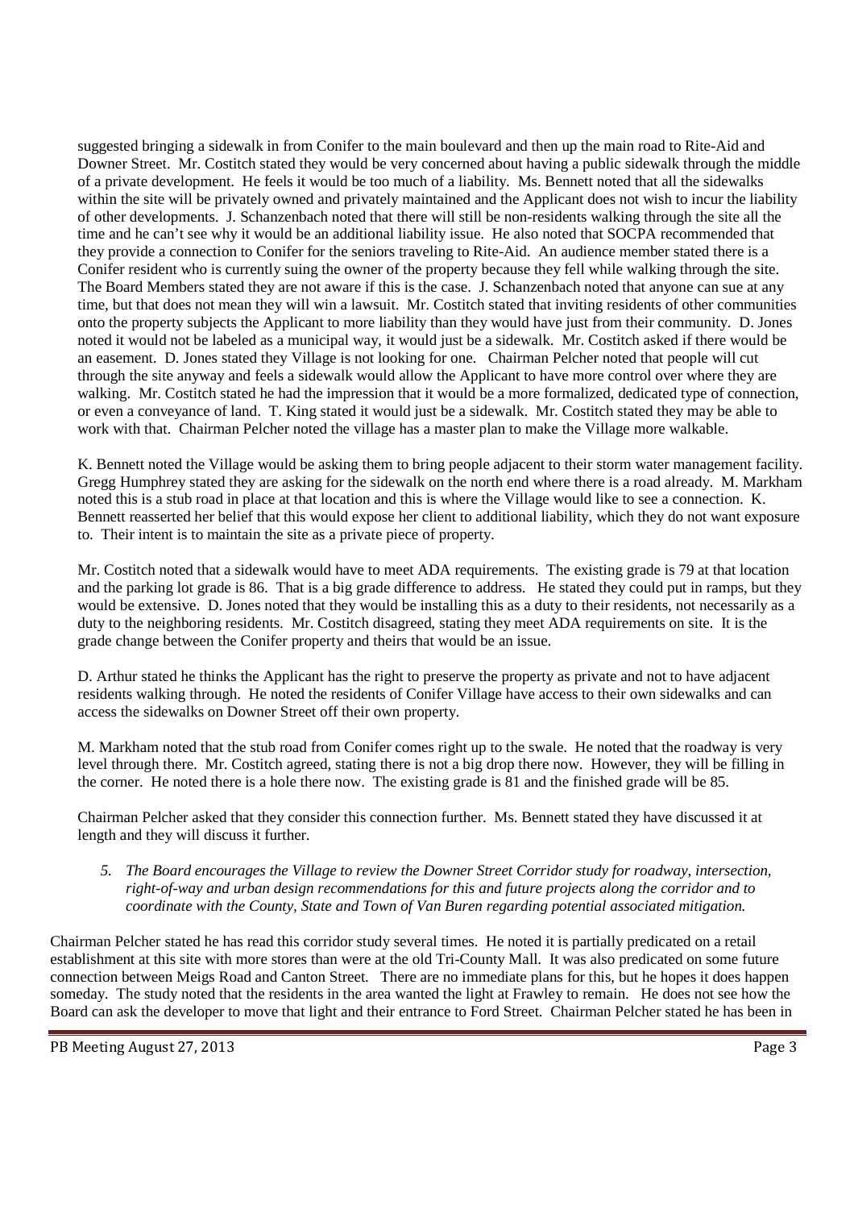suggested bringing a sidewalk in from Conifer to the main boulevard and then up the main road to Rite-Aid and Downer Street. Mr. Costitch stated they would be very concerned about having a public sidewalk through the middle of a private development. He feels it would be too much of a liability. Ms. Bennett noted that all the sidewalks within the site will be privately owned and privately maintained and the Applicant does not wish to incur the liability of other developments. J. Schanzenbach noted that there will still be non-residents walking through the site all the time and he can't see why it would be an additional liability issue. He also noted that SOCPA recommended that they provide a connection to Conifer for the seniors traveling to Rite-Aid. An audience member stated there is a Conifer resident who is currently suing the owner of the property because they fell while walking through the site. The Board Members stated they are not aware if this is the case. J. Schanzenbach noted that anyone can sue at any time, but that does not mean they will win a lawsuit. Mr. Costitch stated that inviting residents of other communities onto the property subjects the Applicant to more liability than they would have just from their community. D. Jones noted it would not be labeled as a municipal way, it would just be a sidewalk. Mr. Costitch asked if there would be an easement. D. Jones stated they Village is not looking for one. Chairman Pelcher noted that people will cut through the site anyway and feels a sidewalk would allow the Applicant to have more control over where they are walking. Mr. Costitch stated he had the impression that it would be a more formalized, dedicated type of connection, or even a conveyance of land. T. King stated it would just be a sidewalk. Mr. Costitch stated they may be able to work with that. Chairman Pelcher noted the village has a master plan to make the Village more walkable.

K. Bennett noted the Village would be asking them to bring people adjacent to their storm water management facility. Gregg Humphrey stated they are asking for the sidewalk on the north end where there is a road already. M. Markham noted this is a stub road in place at that location and this is where the Village would like to see a connection. K. Bennett reasserted her belief that this would expose her client to additional liability, which they do not want exposure to. Their intent is to maintain the site as a private piece of property.

Mr. Costitch noted that a sidewalk would have to meet ADA requirements. The existing grade is 79 at that location and the parking lot grade is 86. That is a big grade difference to address. He stated they could put in ramps, but they would be extensive. D. Jones noted that they would be installing this as a duty to their residents, not necessarily as a duty to the neighboring residents. Mr. Costitch disagreed, stating they meet ADA requirements on site. It is the grade change between the Conifer property and theirs that would be an issue.

D. Arthur stated he thinks the Applicant has the right to preserve the property as private and not to have adjacent residents walking through. He noted the residents of Conifer Village have access to their own sidewalks and can access the sidewalks on Downer Street off their own property.

M. Markham noted that the stub road from Conifer comes right up to the swale. He noted that the roadway is very level through there. Mr. Costitch agreed, stating there is not a big drop there now. However, they will be filling in the corner. He noted there is a hole there now. The existing grade is 81 and the finished grade will be 85.

Chairman Pelcher asked that they consider this connection further. Ms. Bennett stated they have discussed it at length and they will discuss it further.

5. *The Board encourages the Village to review the Downer Street Corridor study for roadway, intersection, right-of-way and urban design recommendations for this and future projects along the corridor and to coordinate with the County, State and Town of Van Buren regarding potential associated mitigation.*

Chairman Pelcher stated he has read this corridor study several times. He noted it is partially predicated on a retail establishment at this site with more stores than were at the old Tri-County Mall. It was also predicated on some future connection between Meigs Road and Canton Street. There are no immediate plans for this, but he hopes it does happen someday. The study noted that the residents in the area wanted the light at Frawley to remain. He does not see how the Board can ask the developer to move that light and their entrance to Ford Street. Chairman Pelcher stated he has been in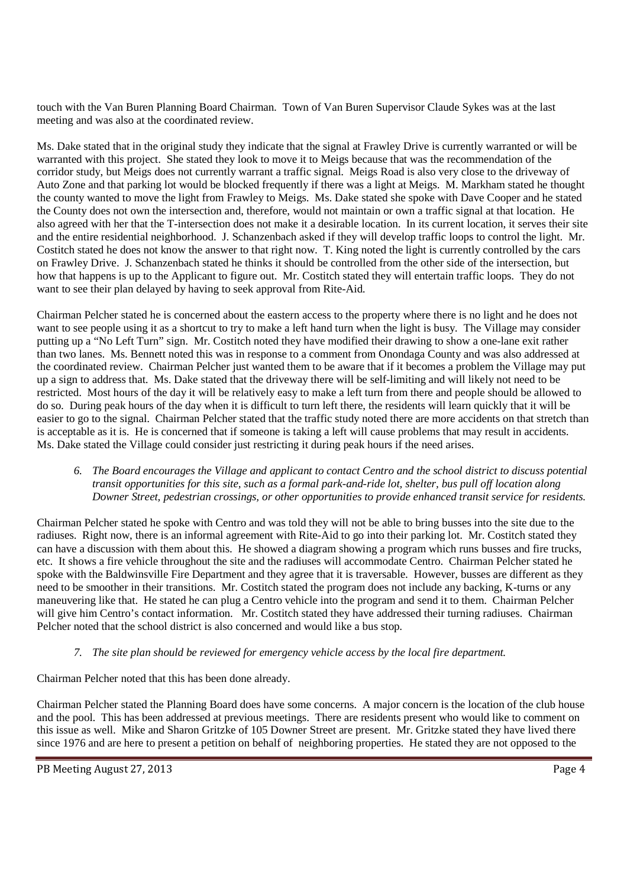touch with the Van Buren Planning Board Chairman. Town of Van Buren Supervisor Claude Sykes was at the last meeting and was also at the coordinated review.

Ms. Dake stated that in the original study they indicate that the signal at Frawley Drive is currently warranted or will be warranted with this project. She stated they look to move it to Meigs because that was the recommendation of the corridor study, but Meigs does not currently warrant a traffic signal. Meigs Road is also very close to the driveway of Auto Zone and that parking lot would be blocked frequently if there was a light at Meigs. M. Markham stated he thought the county wanted to move the light from Frawley to Meigs. Ms. Dake stated she spoke with Dave Cooper and he stated the County does not own the intersection and, therefore, would not maintain or own a traffic signal at that location. He also agreed with her that the T-intersection does not make it a desirable location. In its current location, it serves their site and the entire residential neighborhood. J. Schanzenbach asked if they will develop traffic loops to control the light. Mr. Costitch stated he does not know the answer to that right now. T. King noted the light is currently controlled by the cars on Frawley Drive. J. Schanzenbach stated he thinks it should be controlled from the other side of the intersection, but how that happens is up to the Applicant to figure out. Mr. Costitch stated they will entertain traffic loops. They do not want to see their plan delayed by having to seek approval from Rite-Aid.

Chairman Pelcher stated he is concerned about the eastern access to the property where there is no light and he does not want to see people using it as a shortcut to try to make a left hand turn when the light is busy. The Village may consider putting up a "No Left Turn" sign. Mr. Costitch noted they have modified their drawing to show a one-lane exit rather than two lanes. Ms. Bennett noted this was in response to a comment from Onondaga County and was also addressed at the coordinated review. Chairman Pelcher just wanted them to be aware that if it becomes a problem the Village may put up a sign to address that. Ms. Dake stated that the driveway there will be self-limiting and will likely not need to be restricted. Most hours of the day it will be relatively easy to make a left turn from there and people should be allowed to do so. During peak hours of the day when it is difficult to turn left there, the residents will learn quickly that it will be easier to go to the signal. Chairman Pelcher stated that the traffic study noted there are more accidents on that stretch than is acceptable as it is. He is concerned that if someone is taking a left will cause problems that may result in accidents. Ms. Dake stated the Village could consider just restricting it during peak hours if the need arises.

6. *The Board encourages the Village and applicant to contact Centro and the school district to discuss potential transit opportunities for this site, such as a formal park-and-ride lot, shelter, bus pull off location along Downer Street, pedestrian crossings, or other opportunities to provide enhanced transit service for residents.*

Chairman Pelcher stated he spoke with Centro and was told they will not be able to bring busses into the site due to the radiuses. Right now, there is an informal agreement with Rite-Aid to go into their parking lot. Mr. Costitch stated they can have a discussion with them about this. He showed a diagram showing a program which runs busses and fire trucks, etc. It shows a fire vehicle throughout the site and the radiuses will accommodate Centro. Chairman Pelcher stated he spoke with the Baldwinsville Fire Department and they agree that it is traversable. However, busses are different as they need to be smoother in their transitions. Mr. Costitch stated the program does not include any backing, K-turns or any maneuvering like that. He stated he can plug a Centro vehicle into the program and send it to them. Chairman Pelcher will give him Centro's contact information. Mr. Costitch stated they have addressed their turning radiuses. Chairman Pelcher noted that the school district is also concerned and would like a bus stop.

7. *The site plan should be reviewed for emergency vehicle access by the local fire department.*

Chairman Pelcher noted that this has been done already.

Chairman Pelcher stated the Planning Board does have some concerns. A major concern is the location of the club house and the pool. This has been addressed at previous meetings. There are residents present who would like to comment on this issue as well. Mike and Sharon Gritzke of 105 Downer Street are present. Mr. Gritzke stated they have lived there since 1976 and are here to present a petition on behalf of neighboring properties. He stated they are not opposed to the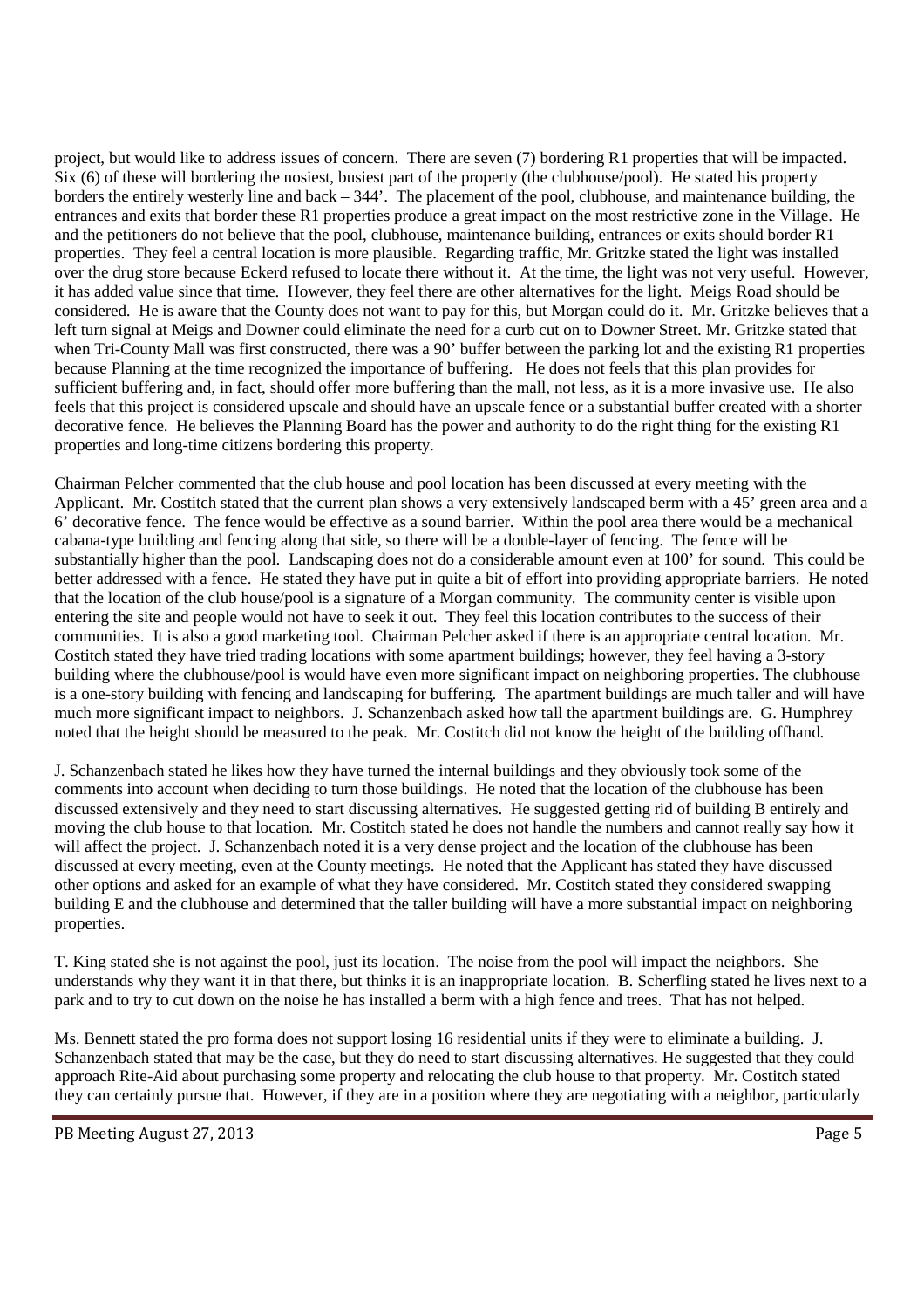project, but would like to address issues of concern. There are seven (7) bordering R1 properties that will be impacted. Six (6) of these will bordering the nosiest, busiest part of the property (the clubhouse/pool). He stated his property borders the entirely westerly line and back – 344'. The placement of the pool, clubhouse, and maintenance building, the entrances and exits that border these R1 properties produce a great impact on the most restrictive zone in the Village. He and the petitioners do not believe that the pool, clubhouse, maintenance building, entrances or exits should border R1 properties. They feel a central location is more plausible. Regarding traffic, Mr. Gritzke stated the light was installed over the drug store because Eckerd refused to locate there without it. At the time, the light was not very useful. However, it has added value since that time. However, they feel there are other alternatives for the light. Meigs Road should be considered. He is aware that the County does not want to pay for this, but Morgan could do it. Mr. Gritzke believes that a left turn signal at Meigs and Downer could eliminate the need for a curb cut on to Downer Street. Mr. Gritzke stated that when Tri-County Mall was first constructed, there was a 90' buffer between the parking lot and the existing R1 properties because Planning at the time recognized the importance of buffering. He does not feels that this plan provides for sufficient buffering and, in fact, should offer more buffering than the mall, not less, as it is a more invasive use. He also feels that this project is considered upscale and should have an upscale fence or a substantial buffer created with a shorter decorative fence. He believes the Planning Board has the power and authority to do the right thing for the existing R1 properties and long-time citizens bordering this property.

Chairman Pelcher commented that the club house and pool location has been discussed at every meeting with the Applicant. Mr. Costitch stated that the current plan shows a very extensively landscaped berm with a 45' green area and a 6' decorative fence. The fence would be effective as a sound barrier. Within the pool area there would be a mechanical cabana-type building and fencing along that side, so there will be a double-layer of fencing. The fence will be substantially higher than the pool. Landscaping does not do a considerable amount even at 100' for sound. This could be better addressed with a fence. He stated they have put in quite a bit of effort into providing appropriate barriers. He noted that the location of the club house/pool is a signature of a Morgan community. The community center is visible upon entering the site and people would not have to seek it out. They feel this location contributes to the success of their communities. It is also a good marketing tool. Chairman Pelcher asked if there is an appropriate central location. Mr. Costitch stated they have tried trading locations with some apartment buildings; however, they feel having a 3-story building where the clubhouse/pool is would have even more significant impact on neighboring properties. The clubhouse is a one-story building with fencing and landscaping for buffering. The apartment buildings are much taller and will have much more significant impact to neighbors. J. Schanzenbach asked how tall the apartment buildings are. G. Humphrey noted that the height should be measured to the peak. Mr. Costitch did not know the height of the building offhand.

J. Schanzenbach stated he likes how they have turned the internal buildings and they obviously took some of the comments into account when deciding to turn those buildings. He noted that the location of the clubhouse has been discussed extensively and they need to start discussing alternatives. He suggested getting rid of building B entirely and moving the club house to that location. Mr. Costitch stated he does not handle the numbers and cannot really say how it will affect the project. J. Schanzenbach noted it is a very dense project and the location of the clubhouse has been discussed at every meeting, even at the County meetings. He noted that the Applicant has stated they have discussed other options and asked for an example of what they have considered. Mr. Costitch stated they considered swapping building E and the clubhouse and determined that the taller building will have a more substantial impact on neighboring properties.

T. King stated she is not against the pool, just its location. The noise from the pool will impact the neighbors. She understands why they want it in that there, but thinks it is an inappropriate location. B. Scherfling stated he lives next to a park and to try to cut down on the noise he has installed a berm with a high fence and trees. That has not helped.

Ms. Bennett stated the pro forma does not support losing 16 residential units if they were to eliminate a building. J. Schanzenbach stated that may be the case, but they do need to start discussing alternatives. He suggested that they could approach Rite-Aid about purchasing some property and relocating the club house to that property. Mr. Costitch stated they can certainly pursue that. However, if they are in a position where they are negotiating with a neighbor, particularly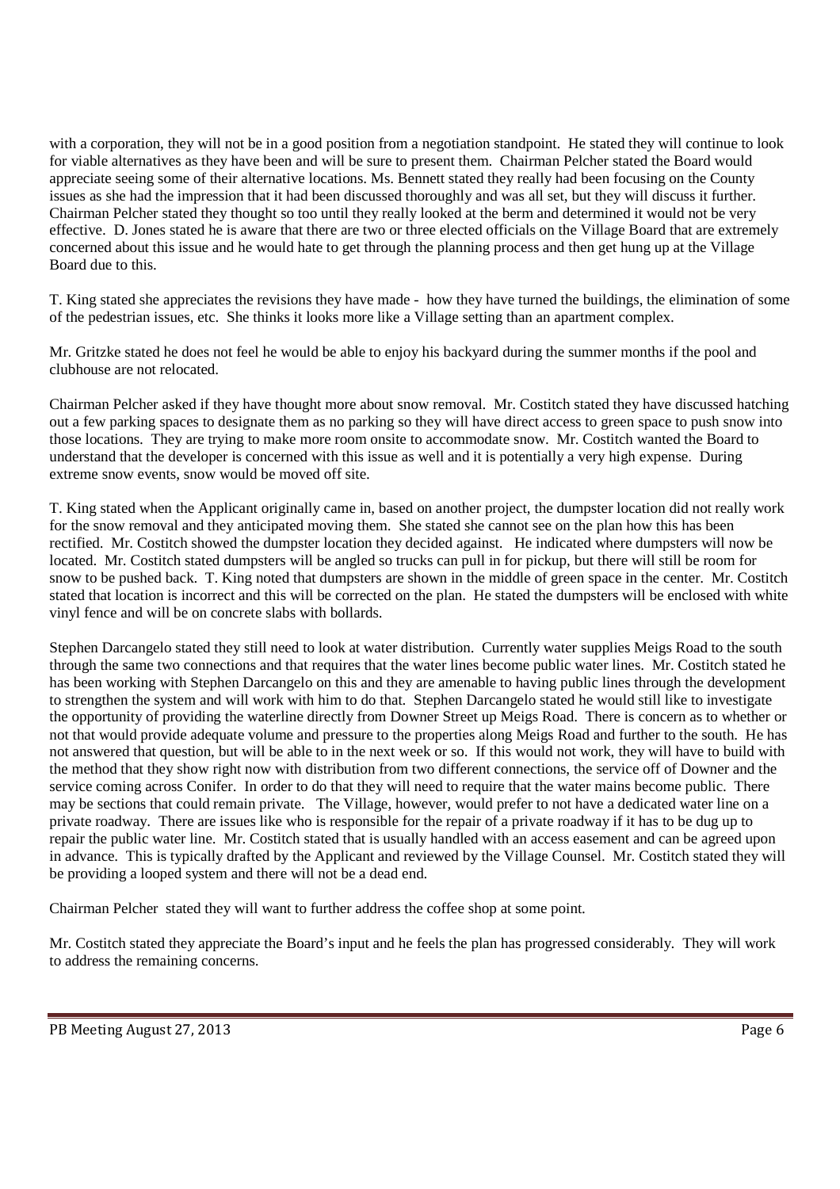with a corporation, they will not be in a good position from a negotiation standpoint. He stated they will continue to look for viable alternatives as they have been and will be sure to present them. Chairman Pelcher stated the Board would appreciate seeing some of their alternative locations. Ms. Bennett stated they really had been focusing on the County issues as she had the impression that it had been discussed thoroughly and was all set, but they will discuss it further. Chairman Pelcher stated they thought so too until they really looked at the berm and determined it would not be very effective. D. Jones stated he is aware that there are two or three elected officials on the Village Board that are extremely concerned about this issue and he would hate to get through the planning process and then get hung up at the Village Board due to this.

T. King stated she appreciates the revisions they have made - how they have turned the buildings, the elimination of some of the pedestrian issues, etc. She thinks it looks more like a Village setting than an apartment complex.

Mr. Gritzke stated he does not feel he would be able to enjoy his backyard during the summer months if the pool and clubhouse are not relocated.

Chairman Pelcher asked if they have thought more about snow removal. Mr. Costitch stated they have discussed hatching out a few parking spaces to designate them as no parking so they will have direct access to green space to push snow into those locations. They are trying to make more room onsite to accommodate snow. Mr. Costitch wanted the Board to understand that the developer is concerned with this issue as well and it is potentially a very high expense. During extreme snow events, snow would be moved off site.

T. King stated when the Applicant originally came in, based on another project, the dumpster location did not really work for the snow removal and they anticipated moving them. She stated she cannot see on the plan how this has been rectified. Mr. Costitch showed the dumpster location they decided against. He indicated where dumpsters will now be located. Mr. Costitch stated dumpsters will be angled so trucks can pull in for pickup, but there will still be room for snow to be pushed back. T. King noted that dumpsters are shown in the middle of green space in the center. Mr. Costitch stated that location is incorrect and this will be corrected on the plan. He stated the dumpsters will be enclosed with white vinyl fence and will be on concrete slabs with bollards.

Stephen Darcangelo stated they still need to look at water distribution. Currently water supplies Meigs Road to the south through the same two connections and that requires that the water lines become public water lines. Mr. Costitch stated he has been working with Stephen Darcangelo on this and they are amenable to having public lines through the development to strengthen the system and will work with him to do that. Stephen Darcangelo stated he would still like to investigate the opportunity of providing the waterline directly from Downer Street up Meigs Road. There is concern as to whether or not that would provide adequate volume and pressure to the properties along Meigs Road and further to the south. He has not answered that question, but will be able to in the next week or so. If this would not work, they will have to build with the method that they show right now with distribution from two different connections, the service off of Downer and the service coming across Conifer. In order to do that they will need to require that the water mains become public. There may be sections that could remain private. The Village, however, would prefer to not have a dedicated water line on a private roadway. There are issues like who is responsible for the repair of a private roadway if it has to be dug up to repair the public water line. Mr. Costitch stated that is usually handled with an access easement and can be agreed upon in advance. This is typically drafted by the Applicant and reviewed by the Village Counsel. Mr. Costitch stated they will be providing a looped system and there will not be a dead end.

Chairman Pelcher stated they will want to further address the coffee shop at some point.

Mr. Costitch stated they appreciate the Board's input and he feels the plan has progressed considerably. They will work to address the remaining concerns.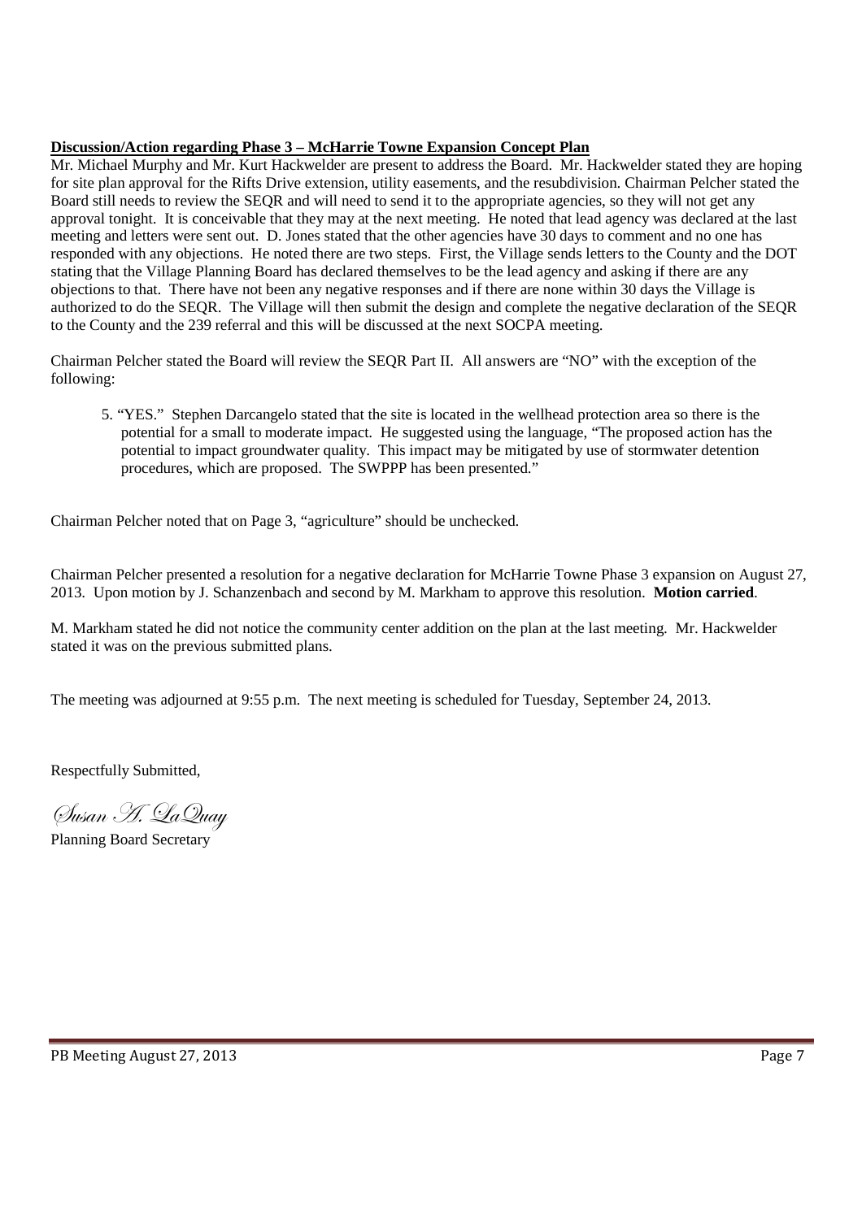**Discussion/Action regarding Phase 3 – McHarrie Towne Expansion Concept Plan**

Mr. Michael Murphy and Mr. Kurt Hackwelder are present to address the Board. Mr. Hackwelder stated they are hoping for site plan approval for the Rifts Drive extension, utility easements, and the resubdivision. Chairman Pelcher stated the Board still needs to review the SEQR and will need to send it to the appropriate agencies, so they will not get any approval tonight. It is conceivable that they may at the next meeting. He noted that lead agency was declared at the last meeting and letters were sent out. D. Jones stated that the other agencies have 30 days to comment and no one has responded with any objections. He noted there are two steps. First, the Village sends letters to the County and the DOT stating that the Village Planning Board has declared themselves to be the lead agency and asking if there are any objections to that. There have not been any negative responses and if there are none within 30 days the Village is authorized to do the SEQR. The Village will then submit the design and complete the negative declaration of the SEQR to the County and the 239 referral and this will be discussed at the next SOCPA meeting.

Chairman Pelcher stated the Board will review the SEQR Part II. All answers are "NO" with the exception of the following:

5. "YES." Stephen Darcangelo stated that the site is located in the wellhead protection area so there is the potential for a small to moderate impact. He suggested using the language, "The proposed action has the potential to impact groundwater quality. This impact may be mitigated by use of stormwater detention procedures, which are proposed. The SWPPP has been presented."

Chairman Pelcher noted that on Page 3, "agriculture" should be unchecked.

Chairman Pelcher presented a resolution for a negative declaration for McHarrie Towne Phase 3 expansion on August 27, 2013. Upon motion by J. Schanzenbach and second by M. Markham to approve this resolution. **Motion carried**.

M. Markham stated he did not notice the community center addition on the plan at the last meeting. Mr. Hackwelder stated it was on the previous submitted plans.

The meeting was adjourned at 9:55 p.m. The next meeting is scheduled for Tuesday, September 24, 2013.

Respectfully Submitted,

*Susan A. LaQuay*

Planning Board Secretary